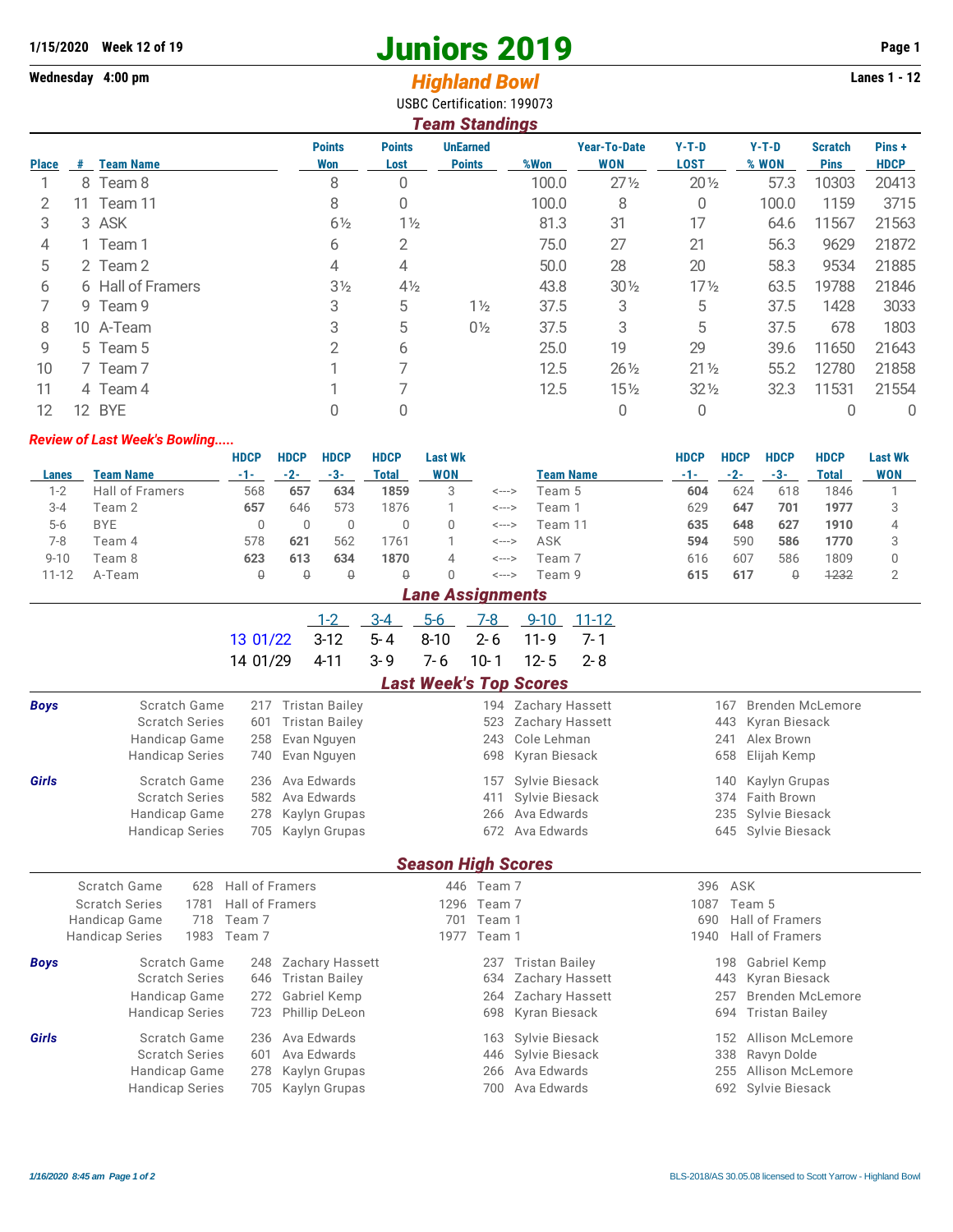1/15/2020 Week 12 of 19

# Juniors 2019

Wednesday 4:00 pm

## *Highland Bowl*

Lanes 1 - 12

USBC Certification: 199073

### *Team Standings*

| Place | # | Team Name | Points Won | Points Lost | UnEarned Points | %Won | Year-To-Date WON | Y-T-D LOST | Y-T-D % WON | Scratch Pins | Pins + HDCP |
|---|---|---|---|---|---|---|---|---|---|---|---|
| 1 | 8 | Team 8 | 8 | 0 | | 100.0 | 27½ | 20½ | 57.3 | 10303 | 20413 |
| 2 | 11 | Team 11 | 8 | 0 | | 100.0 | 8 | 0 | 100.0 | 1159 | 3715 |
| 3 | 3 | ASK | 6½ | 1½ | | 81.3 | 31 | 17 | 64.6 | 11567 | 21563 |
| 4 | 1 | Team 1 | 6 | 2 | | 75.0 | 27 | 21 | 56.3 | 9629 | 21872 |
| 5 | 2 | Team 2 | 4 | 4 | | 50.0 | 28 | 20 | 58.3 | 9534 | 21885 |
| 6 | 6 | Hall of Framers | 3½ | 4½ | | 43.8 | 30½ | 17½ | 63.5 | 19788 | 21846 |
| 7 | 9 | Team 9 | 3 | 5 | 1½ | 37.5 | 3 | 5 | 37.5 | 1428 | 3033 |
| 8 | 10 | A-Team | 3 | 5 | 0½ | 37.5 | 3 | 5 | 37.5 | 678 | 1803 |
| 9 | 5 | Team 5 | 2 | 6 | | 25.0 | 19 | 29 | 39.6 | 11650 | 21643 |
| 10 | 7 | Team 7 | 1 | 7 | | 12.5 | 26½ | 21½ | 55.2 | 12780 | 21858 |
| 11 | 4 | Team 4 | 1 | 7 | | 12.5 | 15½ | 32½ | 32.3 | 11531 | 21554 |
| 12 | 12 | BYE | 0 | 0 | | | 0 | 0 | | 0 | 0 |

*Review of Last Week's Bowling.....*

| Lanes | Team Name | HDCP -1- | HDCP -2- | HDCP -3- | HDCP Total | Last Wk WON | | Team Name | HDCP -1- | HDCP -2- | HDCP -3- | HDCP Total | Last Wk WON |
|---|---|---|---|---|---|---|---|---|---|---|---|---|---|
| 1-2 | Hall of Framers | 568 | **657** | **634** | **1859** | 3 | <---> | Team 5 | **604** | 624 | 618 | 1846 | 1 |
| 3-4 | Team 2 | **657** | 646 | 573 | 1876 | 1 | <---> | Team 1 | 629 | **647** | **701** | **1977** | 3 |
| 5-6 | BYE | 0 | 0 | 0 | 0 | 0 | <---> | Team 11 | **635** | **648** | **627** | **1910** | 4 |
| 7-8 | Team 4 | 578 | **621** | 562 | 1761 | 1 | <---> | ASK | **594** | 590 | **586** | **1770** | 3 |
| 9-10 | Team 8 | **623** | **613** | **634** | **1870** | 4 | <---> | Team 7 | 616 | 607 | 586 | 1809 | 0 |
| 11-12 | A-Team | ~~0~~ | ~~0~~ | ~~0~~ | ~~0~~ | 0 | <---> | Team 9 | **615** | **617** | ~~0~~ | ~~1232~~ | 2 |

### *Lane Assignments*

| | 1-2 | 3-4 | 5-6 | 7-8 | 9-10 | 11-12 |
|---|---|---|---|---|---|---|
| 13 01/22 | 3-12 | 5-4 | 8-10 | 2-6 | 11-9 | 7-1 |
| 14 01/29 | 4-11 | 3-9 | 7-6 | 10-1 | 12-5 | 2-8 |

### *Last Week's Top Scores*

| | | | | | | | |
|---|---|---|---|---|---|---|---|
| ***Boys*** | Scratch Game | 217 | Tristan Bailey | 194 | Zachary Hassett | 167 | Brenden McLemore |
| | Scratch Series | 601 | Tristan Bailey | 523 | Zachary Hassett | 443 | Kyran Biesack |
| | Handicap Game | 258 | Evan Nguyen | 243 | Cole Lehman | 241 | Alex Brown |
| | Handicap Series | 740 | Evan Nguyen | 698 | Kyran Biesack | 658 | Elijah Kemp |
| ***Girls*** | Scratch Game | 236 | Ava Edwards | 157 | Sylvie Biesack | 140 | Kaylyn Grupas |
| | Scratch Series | 582 | Ava Edwards | 411 | Sylvie Biesack | 374 | Faith Brown |
| | Handicap Game | 278 | Kaylyn Grupas | 266 | Ava Edwards | 235 | Sylvie Biesack |
| | Handicap Series | 705 | Kaylyn Grupas | 672 | Ava Edwards | 645 | Sylvie Biesack |

### *Season High Scores*

| | | | | | | |
|---|---|---|---|---|---|---|
| Scratch Game | 628 | Hall of Framers | 446 | Team 7 | 396 | ASK |
| Scratch Series | 1781 | Hall of Framers | 1296 | Team 7 | 1087 | Team 5 |
| Handicap Game | 718 | Team 7 | 701 | Team 1 | 690 | Hall of Framers |
| Handicap Series | 1983 | Team 7 | 1977 | Team 1 | 1940 | Hall of Framers |

| | | | | | | | |
|---|---|---|---|---|---|---|---|
| ***Boys*** | Scratch Game | 248 | Zachary Hassett | 237 | Tristan Bailey | 198 | Gabriel Kemp |
| | Scratch Series | 646 | Tristan Bailey | 634 | Zachary Hassett | 443 | Kyran Biesack |
| | Handicap Game | 272 | Gabriel Kemp | 264 | Zachary Hassett | 257 | Brenden McLemore |
| | Handicap Series | 723 | Phillip DeLeon | 698 | Kyran Biesack | 694 | Tristan Bailey |
| ***Girls*** | Scratch Game | 236 | Ava Edwards | 163 | Sylvie Biesack | 152 | Allison McLemore |
| | Scratch Series | 601 | Ava Edwards | 446 | Sylvie Biesack | 338 | Ravyn Dolde |
| | Handicap Game | 278 | Kaylyn Grupas | 266 | Ava Edwards | 255 | Allison McLemore |
| | Handicap Series | 705 | Kaylyn Grupas | 700 | Ava Edwards | 692 | Sylvie Biesack |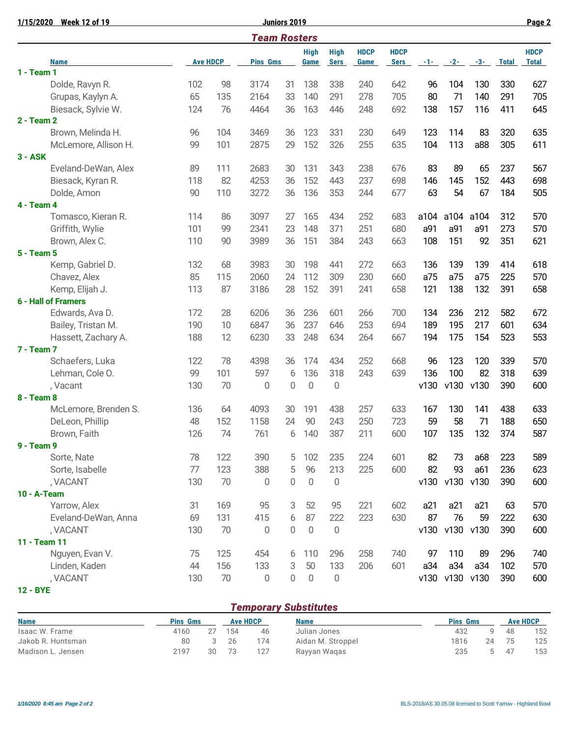## Team Rosters

| Name | Ave | HDCP | Pins | Gms | High Game | High Sers | HDCP Game | HDCP Sers | -1- | -2- | -3- | Total | HDCP Total |
|---|---|---|---|---|---|---|---|---|---|---|---|---|---|
| **1 - Team 1** | | | | | | | | | | | | | |
| Dolde, Ravyn R. | 102 | 98 | 3174 | 31 | 138 | 338 | 240 | 642 | 96 | 104 | 130 | 330 | 627 |
| Grupas, Kaylyn A. | 65 | 135 | 2164 | 33 | 140 | 291 | 278 | 705 | 80 | 71 | 140 | 291 | 705 |
| Biesack, Sylvie W. | 124 | 76 | 4464 | 36 | 163 | 446 | 248 | 692 | 138 | 157 | 116 | 411 | 645 |
| **2 - Team 2** | | | | | | | | | | | | | |
| Brown, Melinda H. | 96 | 104 | 3469 | 36 | 123 | 331 | 230 | 649 | 123 | 114 | 83 | 320 | 635 |
| McLemore, Allison H. | 99 | 101 | 2875 | 29 | 152 | 326 | 255 | 635 | 104 | 113 | a88 | 305 | 611 |
| **3 - ASK** | | | | | | | | | | | | | |
| Eveland-DeWan, Alex | 89 | 111 | 2683 | 30 | 131 | 343 | 238 | 676 | 83 | 89 | 65 | 237 | 567 |
| Biesack, Kyran R. | 118 | 82 | 4253 | 36 | 152 | 443 | 237 | 698 | 146 | 145 | 152 | 443 | 698 |
| Dolde, Amon | 90 | 110 | 3272 | 36 | 136 | 353 | 244 | 677 | 63 | 54 | 67 | 184 | 505 |
| **4 - Team 4** | | | | | | | | | | | | | |
| Tomasco, Kieran R. | 114 | 86 | 3097 | 27 | 165 | 434 | 252 | 683 | a104 | a104 | a104 | 312 | 570 |
| Griffith, Wylie | 101 | 99 | 2341 | 23 | 148 | 371 | 251 | 680 | a91 | a91 | a91 | 273 | 570 |
| Brown, Alex C. | 110 | 90 | 3989 | 36 | 151 | 384 | 243 | 663 | 108 | 151 | 92 | 351 | 621 |
| **5 - Team 5** | | | | | | | | | | | | | |
| Kemp, Gabriel D. | 132 | 68 | 3983 | 30 | 198 | 441 | 272 | 663 | 136 | 139 | 139 | 414 | 618 |
| Chavez, Alex | 85 | 115 | 2060 | 24 | 112 | 309 | 230 | 660 | a75 | a75 | a75 | 225 | 570 |
| Kemp, Elijah J. | 113 | 87 | 3186 | 28 | 152 | 391 | 241 | 658 | 121 | 138 | 132 | 391 | 658 |
| **6 - Hall of Framers** | | | | | | | | | | | | | |
| Edwards, Ava D. | 172 | 28 | 6206 | 36 | 236 | 601 | 266 | 700 | 134 | 236 | 212 | 582 | 672 |
| Bailey, Tristan M. | 190 | 10 | 6847 | 36 | 237 | 646 | 253 | 694 | 189 | 195 | 217 | 601 | 634 |
| Hassett, Zachary A. | 188 | 12 | 6230 | 33 | 248 | 634 | 264 | 667 | 194 | 175 | 154 | 523 | 553 |
| **7 - Team 7** | | | | | | | | | | | | | |
| Schaefers, Luka | 122 | 78 | 4398 | 36 | 174 | 434 | 252 | 668 | 96 | 123 | 120 | 339 | 570 |
| Lehman, Cole O. | 99 | 101 | 597 | 6 | 136 | 318 | 243 | 639 | 136 | 100 | 82 | 318 | 639 |
| , Vacant | 130 | 70 | 0 | 0 | 0 | 0 | | | v130 | v130 | v130 | 390 | 600 |
| **8 - Team 8** | | | | | | | | | | | | | |
| McLemore, Brenden S. | 136 | 64 | 4093 | 30 | 191 | 438 | 257 | 633 | 167 | 130 | 141 | 438 | 633 |
| DeLeon, Phillip | 48 | 152 | 1158 | 24 | 90 | 243 | 250 | 723 | 59 | 58 | 71 | 188 | 650 |
| Brown, Faith | 126 | 74 | 761 | 6 | 140 | 387 | 211 | 600 | 107 | 135 | 132 | 374 | 587 |
| **9 - Team 9** | | | | | | | | | | | | | |
| Sorte, Nate | 78 | 122 | 390 | 5 | 102 | 235 | 224 | 601 | 82 | 73 | a68 | 223 | 589 |
| Sorte, Isabelle | 77 | 123 | 388 | 5 | 96 | 213 | 225 | 600 | 82 | 93 | a61 | 236 | 623 |
| , VACANT | 130 | 70 | 0 | 0 | 0 | 0 | | | v130 | v130 | v130 | 390 | 600 |
| **10 - A-Team** | | | | | | | | | | | | | |
| Yarrow, Alex | 31 | 169 | 95 | 3 | 52 | 95 | 221 | 602 | a21 | a21 | a21 | 63 | 570 |
| Eveland-DeWan, Anna | 69 | 131 | 415 | 6 | 87 | 222 | 223 | 630 | 87 | 76 | 59 | 222 | 630 |
| , VACANT | 130 | 70 | 0 | 0 | 0 | 0 | | | v130 | v130 | v130 | 390 | 600 |
| **11 - Team 11** | | | | | | | | | | | | | |
| Nguyen, Evan V. | 75 | 125 | 454 | 6 | 110 | 296 | 258 | 740 | 97 | 110 | 89 | 296 | 740 |
| Linden, Kaden | 44 | 156 | 133 | 3 | 50 | 133 | 206 | 601 | a34 | a34 | a34 | 102 | 570 |
| , VACANT | 130 | 70 | 0 | 0 | 0 | 0 | | | v130 | v130 | v130 | 390 | 600 |
| **12 - BYE** | | | | | | | | | | | | | |

## Temporary Substitutes

| Name | Pins | Gms | Ave | HDCP |
|---|---|---|---|---|
| Isaac W. Frame | 4160 | 27 | 154 | 46 |
| Jakob R. Huntsman | 80 | 3 | 26 | 174 |
| Madison L. Jensen | 2197 | 30 | 73 | 127 |
| Julian Jones | 432 | 9 | 48 | 152 |
| Aidan M. Stroppel | 1816 | 24 | 75 | 125 |
| Rayyan Waqas | 235 | 5 | 47 | 153 |